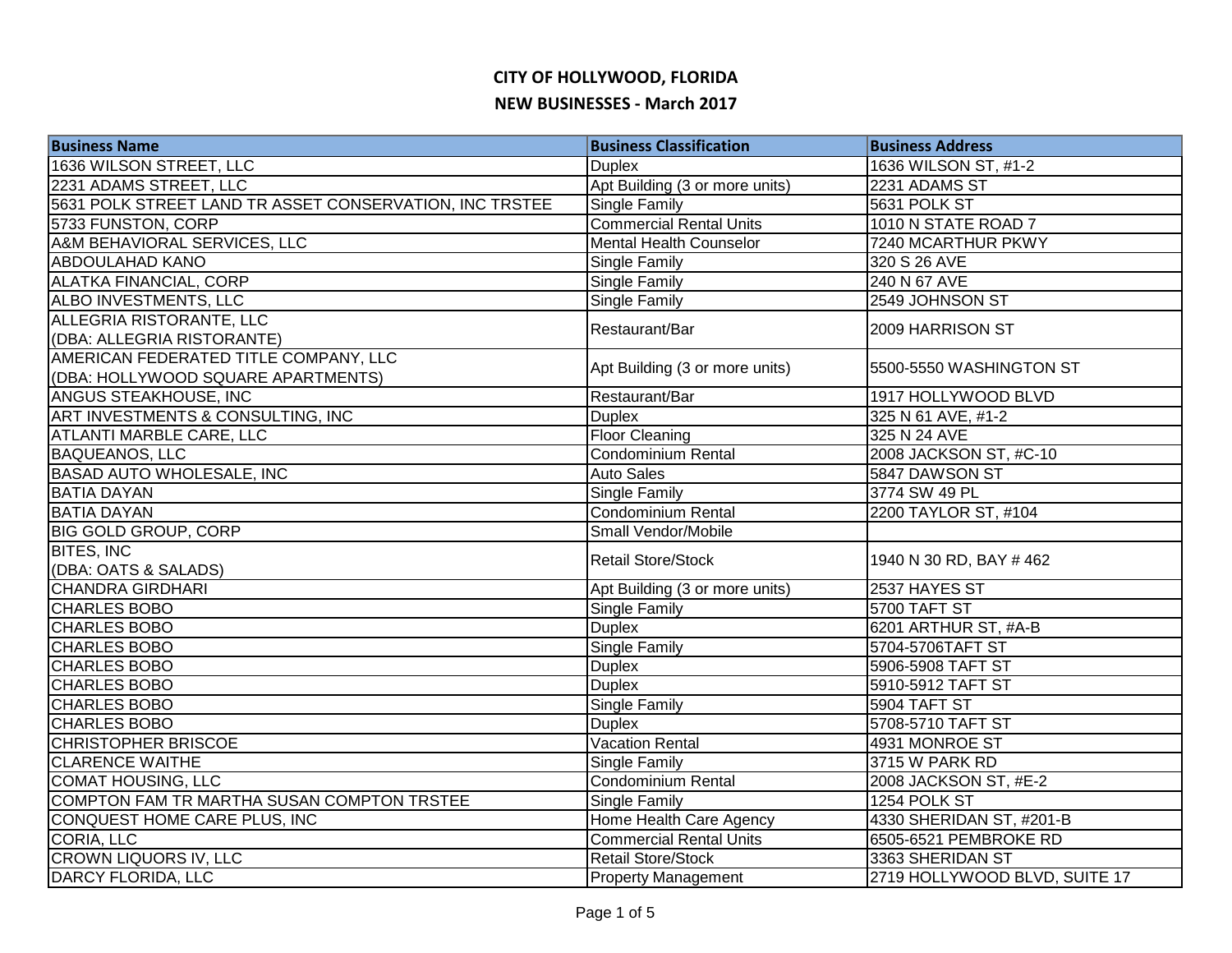# CITY OF HOLLYWOOD, FLORIDA

## NEW BUSINESSES - March 2017

| Business Name | Business Classification | Business Address |
|---|---|---|
| 1636 WILSON STREET, LLC | Duplex | 1636 WILSON ST, #1-2 |
| 2231 ADAMS STREET, LLC | Apt Building (3 or more units) | 2231 ADAMS ST |
| 5631 POLK STREET LAND TR ASSET CONSERVATION, INC TRSTEE | Single Family | 5631 POLK ST |
| 5733 FUNSTON, CORP | Commercial Rental Units | 1010 N STATE ROAD 7 |
| A&M BEHAVIORAL SERVICES, LLC | Mental Health Counselor | 7240 MCARTHUR PKWY |
| ABDOULAHAD KANO | Single Family | 320 S 26 AVE |
| ALATKA FINANCIAL, CORP | Single Family | 240 N 67 AVE |
| ALBO INVESTMENTS, LLC | Single Family | 2549 JOHNSON ST |
| ALLEGRIA RISTORANTE, LLC (DBA: ALLEGRIA RISTORANTE) | Restaurant/Bar | 2009 HARRISON ST |
| AMERICAN FEDERATED TITLE COMPANY, LLC (DBA: HOLLYWOOD SQUARE APARTMENTS) | Apt Building (3 or more units) | 5500-5550 WASHINGTON ST |
| ANGUS STEAKHOUSE, INC | Restaurant/Bar | 1917 HOLLYWOOD BLVD |
| ART INVESTMENTS & CONSULTING, INC | Duplex | 325 N 61 AVE, #1-2 |
| ATLANTI MARBLE CARE, LLC | Floor Cleaning | 325 N 24 AVE |
| BAQUEANOS, LLC | Condominium Rental | 2008 JACKSON ST, #C-10 |
| BASAD AUTO WHOLESALE, INC | Auto Sales | 5847 DAWSON ST |
| BATIA DAYAN | Single Family | 3774 SW 49 PL |
| BATIA DAYAN | Condominium Rental | 2200 TAYLOR ST, #104 |
| BIG GOLD GROUP, CORP | Small Vendor/Mobile | |
| BITES, INC (DBA: OATS & SALADS) | Retail Store/Stock | 1940 N 30 RD, BAY # 462 |
| CHANDRA GIRDHARI | Apt Building (3 or more units) | 2537 HAYES ST |
| CHARLES BOBO | Single Family | 5700 TAFT ST |
| CHARLES BOBO | Duplex | 6201 ARTHUR ST, #A-B |
| CHARLES BOBO | Single Family | 5704-5706TAFT ST |
| CHARLES BOBO | Duplex | 5906-5908 TAFT ST |
| CHARLES BOBO | Duplex | 5910-5912 TAFT ST |
| CHARLES BOBO | Single Family | 5904 TAFT ST |
| CHARLES BOBO | Duplex | 5708-5710 TAFT ST |
| CHRISTOPHER BRISCOE | Vacation Rental | 4931 MONROE ST |
| CLARENCE WAITHE | Single Family | 3715 W PARK RD |
| COMAT HOUSING, LLC | Condominium Rental | 2008 JACKSON ST, #E-2 |
| COMPTON FAM TR MARTHA SUSAN COMPTON TRSTEE | Single Family | 1254 POLK ST |
| CONQUEST HOME CARE PLUS, INC | Home Health Care Agency | 4330 SHERIDAN ST, #201-B |
| CORIA, LLC | Commercial Rental Units | 6505-6521 PEMBROKE RD |
| CROWN LIQUORS IV, LLC | Retail Store/Stock | 3363 SHERIDAN ST |
| DARCY FLORIDA, LLC | Property Management | 2719 HOLLYWOOD BLVD, SUITE 17 |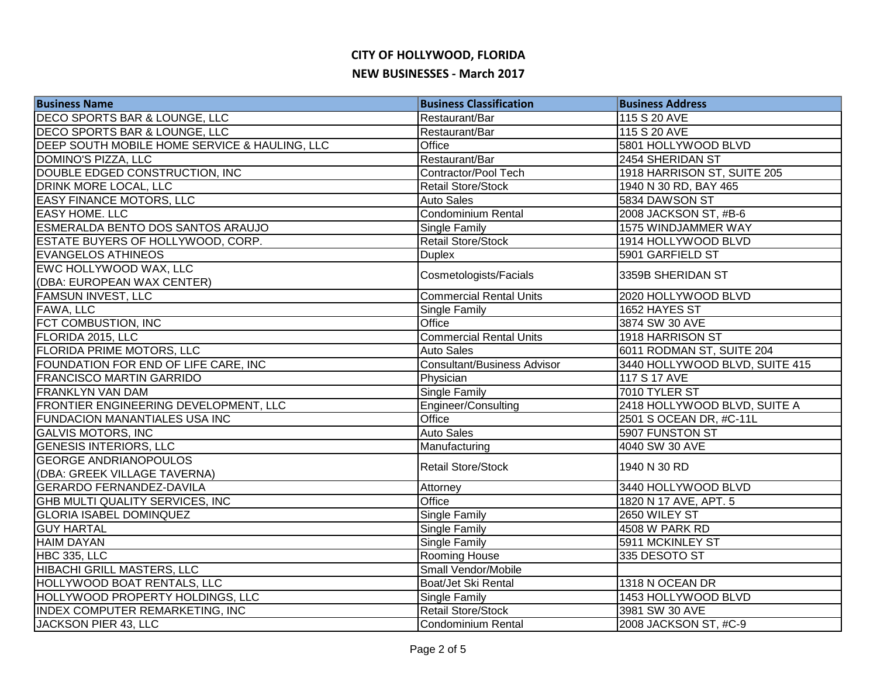# CITY OF HOLLYWOOD, FLORIDA

## NEW BUSINESSES - March 2017

| Business Name | Business Classification | Business Address |
|---|---|---|
| DECO SPORTS BAR & LOUNGE, LLC | Restaurant/Bar | 115 S 20 AVE |
| DECO SPORTS BAR & LOUNGE, LLC | Restaurant/Bar | 115 S 20 AVE |
| DEEP SOUTH MOBILE HOME SERVICE & HAULING, LLC | Office | 5801 HOLLYWOOD BLVD |
| DOMINO'S PIZZA, LLC | Restaurant/Bar | 2454 SHERIDAN ST |
| DOUBLE EDGED CONSTRUCTION, INC | Contractor/Pool Tech | 1918 HARRISON ST, SUITE 205 |
| DRINK MORE LOCAL, LLC | Retail Store/Stock | 1940 N 30 RD, BAY 465 |
| EASY FINANCE MOTORS, LLC | Auto Sales | 5834 DAWSON ST |
| EASY HOME. LLC | Condominium Rental | 2008 JACKSON ST, #B-6 |
| ESMERALDA BENTO DOS SANTOS ARAUJO | Single Family | 1575 WINDJAMMER WAY |
| ESTATE BUYERS OF HOLLYWOOD, CORP. | Retail Store/Stock | 1914 HOLLYWOOD BLVD |
| EVANGELOS ATHINEOS | Duplex | 5901 GARFIELD ST |
| EWC HOLLYWOOD WAX, LLC (DBA: EUROPEAN WAX CENTER) | Cosmetologists/Facials | 3359B SHERIDAN ST |
| FAMSUN INVEST, LLC | Commercial Rental Units | 2020 HOLLYWOOD BLVD |
| FAWA, LLC | Single Family | 1652 HAYES ST |
| FCT COMBUSTION, INC | Office | 3874 SW 30 AVE |
| FLORIDA 2015, LLC | Commercial Rental Units | 1918 HARRISON ST |
| FLORIDA PRIME MOTORS, LLC | Auto Sales | 6011 RODMAN ST, SUITE 204 |
| FOUNDATION FOR END OF LIFE CARE, INC | Consultant/Business Advisor | 3440 HOLLYWOOD BLVD, SUITE 415 |
| FRANCISCO MARTIN GARRIDO | Physician | 117 S 17 AVE |
| FRANKLYN VAN DAM | Single Family | 7010 TYLER ST |
| FRONTIER ENGINEERING DEVELOPMENT, LLC | Engineer/Consulting | 2418 HOLLYWOOD BLVD, SUITE A |
| FUNDACION MANANTIALES USA INC | Office | 2501 S OCEAN DR, #C-11L |
| GALVIS MOTORS, INC | Auto Sales | 5907 FUNSTON ST |
| GENESIS INTERIORS, LLC | Manufacturing | 4040 SW 30 AVE |
| GEORGE ANDRIANOPOULOS (DBA: GREEK VILLAGE TAVERNA) | Retail Store/Stock | 1940 N 30 RD |
| GERARDO FERNANDEZ-DAVILA | Attorney | 3440 HOLLYWOOD BLVD |
| GHB MULTI QUALITY SERVICES, INC | Office | 1820 N 17 AVE, APT. 5 |
| GLORIA ISABEL DOMINQUEZ | Single Family | 2650 WILEY ST |
| GUY HARTAL | Single Family | 4508 W PARK RD |
| HAIM DAYAN | Single Family | 5911 MCKINLEY ST |
| HBC 335, LLC | Rooming House | 335 DESOTO ST |
| HIBACHI GRILL MASTERS, LLC | Small Vendor/Mobile | |
| HOLLYWOOD BOAT RENTALS, LLC | Boat/Jet Ski Rental | 1318 N OCEAN DR |
| HOLLYWOOD PROPERTY HOLDINGS, LLC | Single Family | 1453 HOLLYWOOD BLVD |
| INDEX COMPUTER REMARKETING, INC | Retail Store/Stock | 3981 SW 30 AVE |
| JACKSON PIER 43, LLC | Condominium Rental | 2008 JACKSON ST, #C-9 |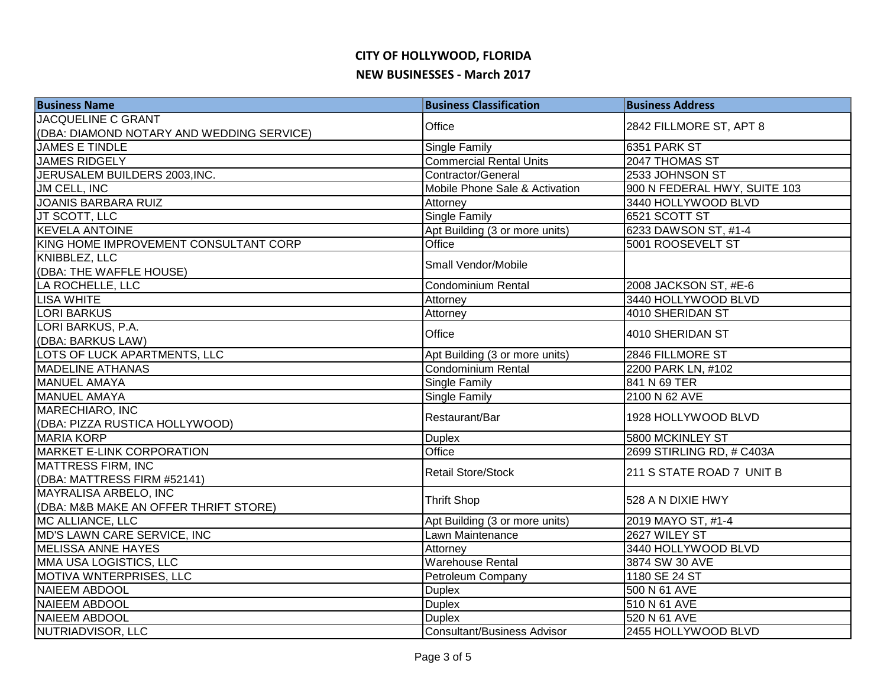# CITY OF HOLLYWOOD, FLORIDA

## NEW BUSINESSES - March 2017

| Business Name | Business Classification | Business Address |
|---|---|---|
| JACQUELINE C GRANT (DBA: DIAMOND NOTARY AND WEDDING SERVICE) | Office | 2842 FILLMORE ST, APT 8 |
| JAMES E TINDLE | Single Family | 6351 PARK ST |
| JAMES RIDGELY | Commercial Rental Units | 2047 THOMAS ST |
| JERUSALEM BUILDERS 2003,INC. | Contractor/General | 2533 JOHNSON ST |
| JM CELL, INC | Mobile Phone Sale & Activation | 900 N FEDERAL HWY, SUITE 103 |
| JOANIS BARBARA RUIZ | Attorney | 3440 HOLLYWOOD BLVD |
| JT SCOTT, LLC | Single Family | 6521 SCOTT ST |
| KEVELA ANTOINE | Apt Building (3 or more units) | 6233 DAWSON ST, #1-4 |
| KING HOME IMPROVEMENT CONSULTANT CORP | Office | 5001 ROOSEVELT ST |
| KNIBBLEZ, LLC (DBA: THE WAFFLE HOUSE) | Small Vendor/Mobile | |
| LA ROCHELLE, LLC | Condominium Rental | 2008 JACKSON ST, #E-6 |
| LISA WHITE | Attorney | 3440 HOLLYWOOD BLVD |
| LORI BARKUS | Attorney | 4010 SHERIDAN ST |
| LORI BARKUS, P.A. (DBA: BARKUS LAW) | Office | 4010 SHERIDAN ST |
| LOTS OF LUCK APARTMENTS, LLC | Apt Building (3 or more units) | 2846 FILLMORE ST |
| MADELINE ATHANAS | Condominium Rental | 2200 PARK LN, #102 |
| MANUEL AMAYA | Single Family | 841 N 69 TER |
| MANUEL AMAYA | Single Family | 2100 N 62 AVE |
| MARECHIARO, INC (DBA: PIZZA RUSTICA HOLLYWOOD) | Restaurant/Bar | 1928 HOLLYWOOD BLVD |
| MARIA KORP | Duplex | 5800 MCKINLEY ST |
| MARKET E-LINK CORPORATION | Office | 2699 STIRLING RD, # C403A |
| MATTRESS FIRM, INC (DBA: MATTRESS FIRM #52141) | Retail Store/Stock | 211 S STATE ROAD 7 UNIT B |
| MAYRALISA ARBELO, INC (DBA: M&B MAKE AN OFFER THRIFT STORE) | Thrift Shop | 528 A N DIXIE HWY |
| MC ALLIANCE, LLC | Apt Building (3 or more units) | 2019 MAYO ST, #1-4 |
| MD'S LAWN CARE SERVICE, INC | Lawn Maintenance | 2627 WILEY ST |
| MELISSA ANNE HAYES | Attorney | 3440 HOLLYWOOD BLVD |
| MMA USA LOGISTICS, LLC | Warehouse Rental | 3874 SW 30 AVE |
| MOTIVA WNTERPRISES, LLC | Petroleum Company | 1180 SE 24 ST |
| NAIEEM ABDOOL | Duplex | 500 N 61 AVE |
| NAIEEM ABDOOL | Duplex | 510 N 61 AVE |
| NAIEEM ABDOOL | Duplex | 520 N 61 AVE |
| NUTRIADVISOR, LLC | Consultant/Business Advisor | 2455 HOLLYWOOD BLVD |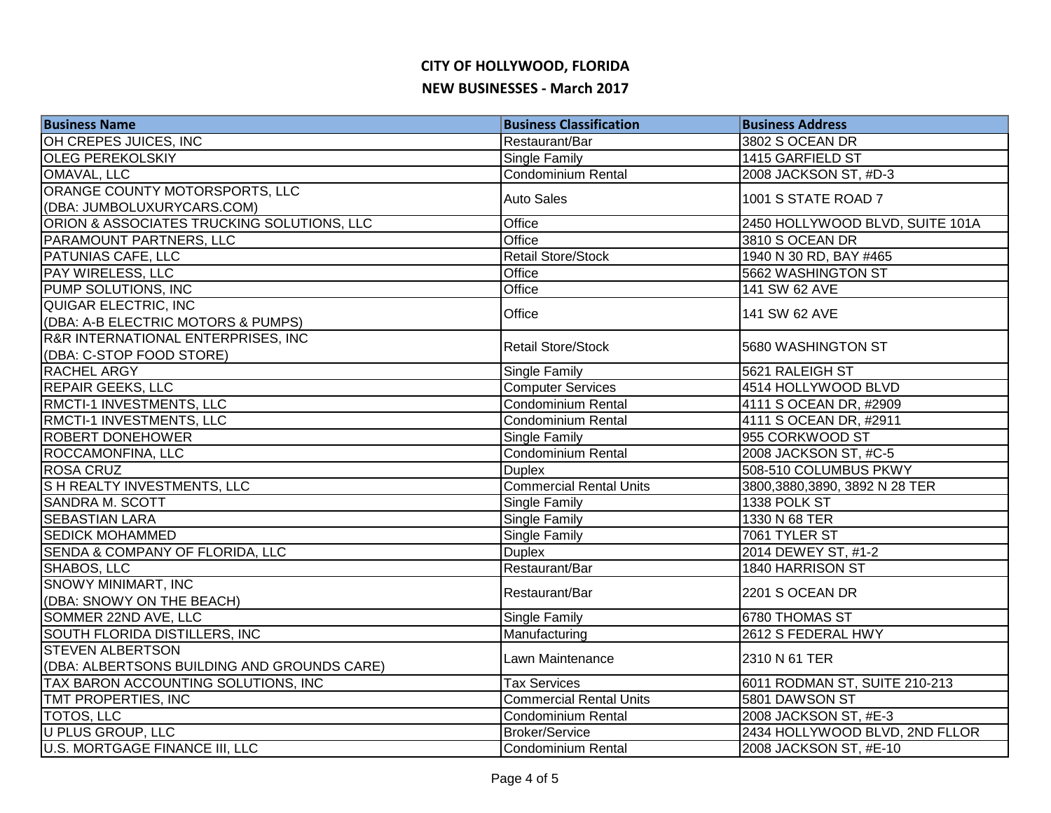# CITY OF HOLLYWOOD, FLORIDA

## NEW BUSINESSES - March 2017

| Business Name | Business Classification | Business Address |
|---|---|---|
| OH CREPES JUICES, INC | Restaurant/Bar | 3802 S OCEAN DR |
| OLEG PEREKOLSKIY | Single Family | 1415 GARFIELD ST |
| OMAVAL, LLC | Condominium Rental | 2008 JACKSON ST, #D-3 |
| ORANGE COUNTY MOTORSPORTS, LLC (DBA: JUMBOLUXURYCARS.COM) | Auto Sales | 1001 S STATE ROAD 7 |
| ORION & ASSOCIATES TRUCKING SOLUTIONS, LLC | Office | 2450 HOLLYWOOD BLVD, SUITE 101A |
| PARAMOUNT PARTNERS, LLC | Office | 3810 S OCEAN DR |
| PATUNIAS CAFE, LLC | Retail Store/Stock | 1940 N 30 RD, BAY #465 |
| PAY WIRELESS, LLC | Office | 5662 WASHINGTON ST |
| PUMP SOLUTIONS, INC | Office | 141 SW 62 AVE |
| QUIGAR ELECTRIC, INC (DBA: A-B ELECTRIC MOTORS & PUMPS) | Office | 141 SW 62 AVE |
| R&R INTERNATIONAL ENTERPRISES, INC (DBA: C-STOP FOOD STORE) | Retail Store/Stock | 5680 WASHINGTON ST |
| RACHEL ARGY | Single Family | 5621 RALEIGH ST |
| REPAIR GEEKS, LLC | Computer Services | 4514 HOLLYWOOD BLVD |
| RMCTI-1 INVESTMENTS, LLC | Condominium Rental | 4111 S OCEAN DR, #2909 |
| RMCTI-1 INVESTMENTS, LLC | Condominium Rental | 4111 S OCEAN DR, #2911 |
| ROBERT DONEHOWER | Single Family | 955 CORKWOOD ST |
| ROCCAMONFINA, LLC | Condominium Rental | 2008 JACKSON ST, #C-5 |
| ROSA CRUZ | Duplex | 508-510 COLUMBUS PKWY |
| S H REALTY INVESTMENTS, LLC | Commercial Rental Units | 3800,3880,3890, 3892 N 28 TER |
| SANDRA M. SCOTT | Single Family | 1338 POLK ST |
| SEBASTIAN LARA | Single Family | 1330 N 68 TER |
| SEDICK MOHAMMED | Single Family | 7061 TYLER ST |
| SENDA & COMPANY OF FLORIDA, LLC | Duplex | 2014 DEWEY ST, #1-2 |
| SHABOS, LLC | Restaurant/Bar | 1840 HARRISON ST |
| SNOWY MINIMART, INC (DBA: SNOWY ON THE BEACH) | Restaurant/Bar | 2201 S OCEAN DR |
| SOMMER 22ND AVE, LLC | Single Family | 6780 THOMAS ST |
| SOUTH FLORIDA DISTILLERS, INC | Manufacturing | 2612 S FEDERAL HWY |
| STEVEN ALBERTSON (DBA: ALBERTSONS BUILDING AND GROUNDS CARE) | Lawn Maintenance | 2310 N 61 TER |
| TAX BARON ACCOUNTING SOLUTIONS, INC | Tax Services | 6011 RODMAN ST, SUITE 210-213 |
| TMT PROPERTIES, INC | Commercial Rental Units | 5801 DAWSON ST |
| TOTOS, LLC | Condominium Rental | 2008 JACKSON ST, #E-3 |
| U PLUS GROUP, LLC | Broker/Service | 2434 HOLLYWOOD BLVD, 2ND FLLOR |
| U.S. MORTGAGE FINANCE III, LLC | Condominium Rental | 2008 JACKSON ST, #E-10 |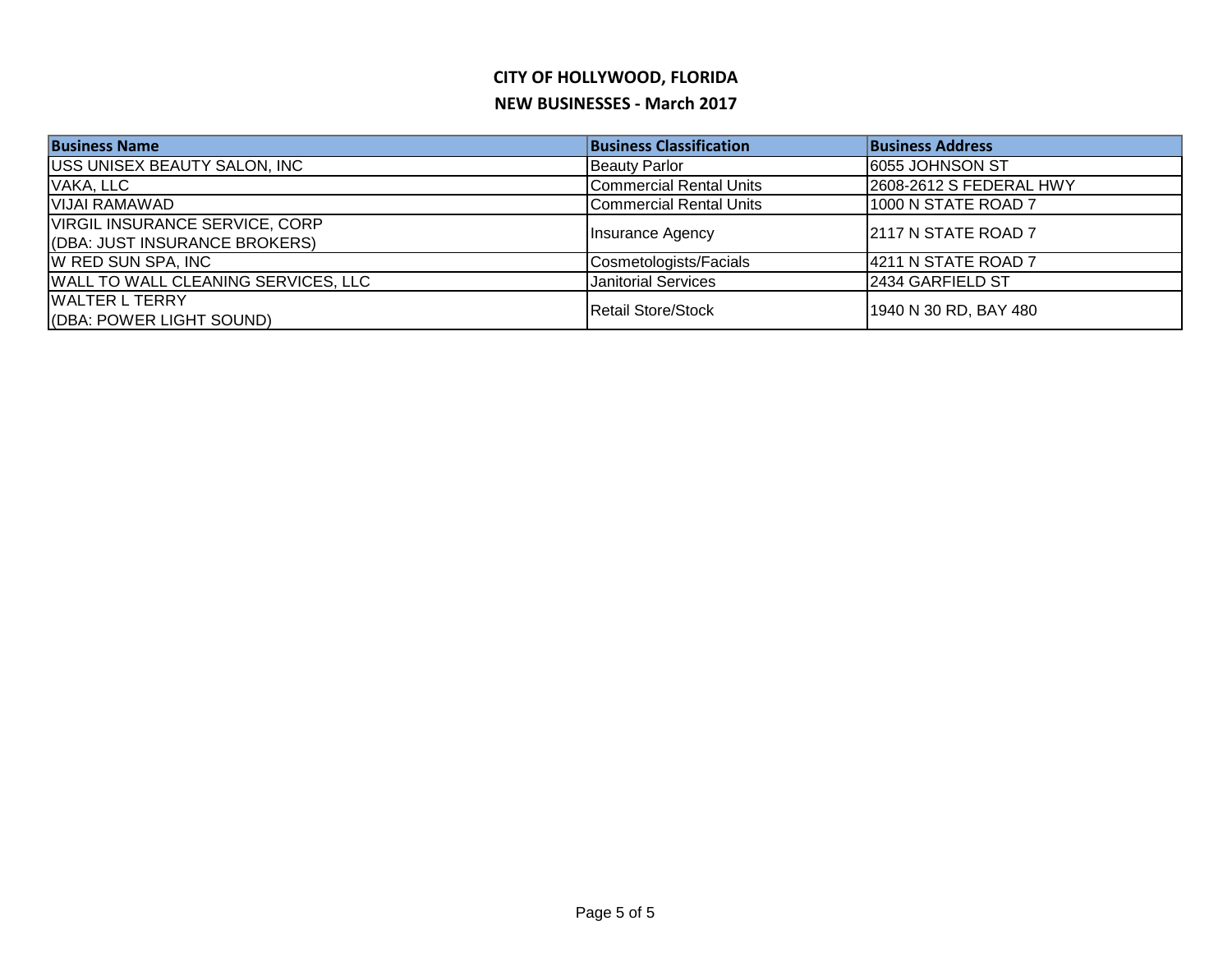**CITY OF HOLLYWOOD, FLORIDA**

**NEW BUSINESSES - March 2017**

| Business Name | Business Classification | Business Address |
|---|---|---|
| USS UNISEX BEAUTY SALON, INC | Beauty Parlor | 6055 JOHNSON ST |
| VAKA, LLC | Commercial Rental Units | 2608-2612 S FEDERAL HWY |
| VIJAI RAMAWAD | Commercial Rental Units | 1000 N STATE ROAD 7 |
| VIRGIL INSURANCE SERVICE, CORP (DBA: JUST INSURANCE BROKERS) | Insurance Agency | 2117 N STATE ROAD 7 |
| W RED SUN SPA, INC | Cosmetologists/Facials | 4211 N STATE ROAD 7 |
| WALL TO WALL CLEANING SERVICES, LLC | Janitorial Services | 2434 GARFIELD ST |
| WALTER L TERRY (DBA: POWER LIGHT SOUND) | Retail Store/Stock | 1940 N 30 RD, BAY 480 |